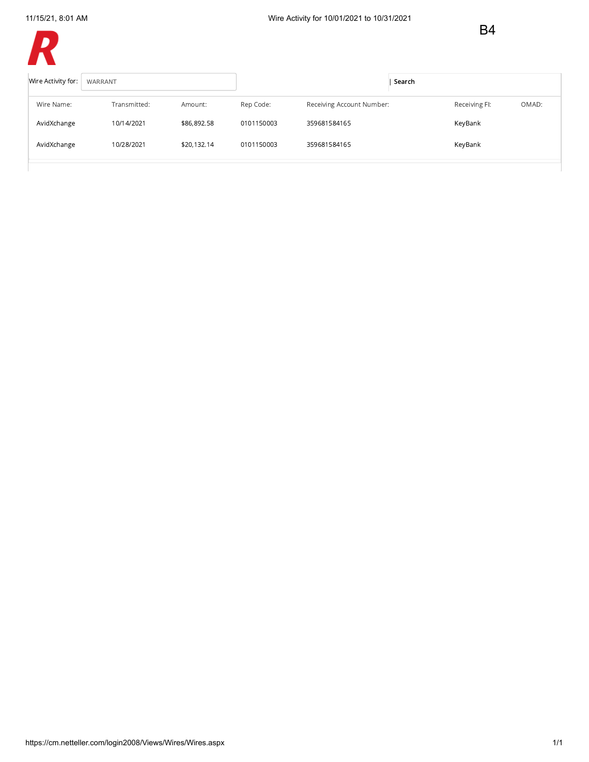Wire Activity for 10/01/2021 to 10/31/2021

B4

Wire Activity for: WARRANT

Search

| Wire Name: | Transmitted: | Amount: | Rep Code: | Receiving Account Number: | Receiving FI: | OMAD: |
|---|---|---|---|---|---|---|
| AvidXchange | 10/14/2021 | $86,892.58 | 0101150003 | 359681584165 | KeyBank | |
| AvidXchange | 10/28/2021 | $20,132.14 | 0101150003 | 359681584165 | KeyBank | |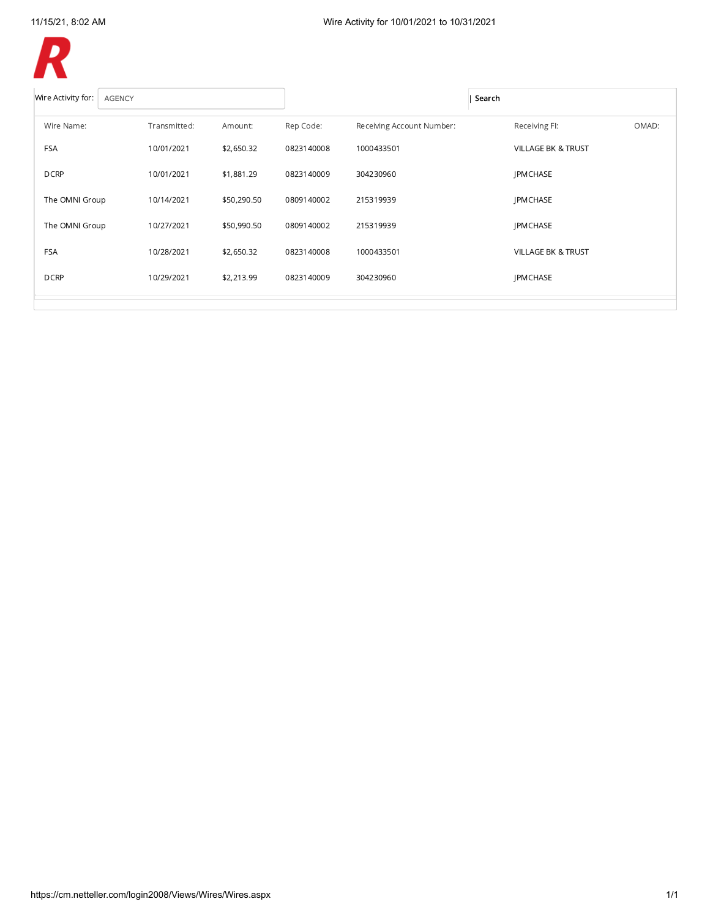Wire Activity for 10/01/2021 to 10/31/2021

Wire Activity for: AGENCY

Search

| Wire Name: | Transmitted: | Amount: | Rep Code: | Receiving Account Number: | Receiving FI: | OMAD: |
|---|---|---|---|---|---|---|
| FSA | 10/01/2021 | $2,650.32 | 0823140008 | 1000433501 | VILLAGE BK & TRUST | |
| DCRP | 10/01/2021 | $1,881.29 | 0823140009 | 304230960 | JPMCHASE | |
| The OMNI Group | 10/14/2021 | $50,290.50 | 0809140002 | 215319939 | JPMCHASE | |
| The OMNI Group | 10/27/2021 | $50,990.50 | 0809140002 | 215319939 | JPMCHASE | |
| FSA | 10/28/2021 | $2,650.32 | 0823140008 | 1000433501 | VILLAGE BK & TRUST | |
| DCRP | 10/29/2021 | $2,213.99 | 0823140009 | 304230960 | JPMCHASE | |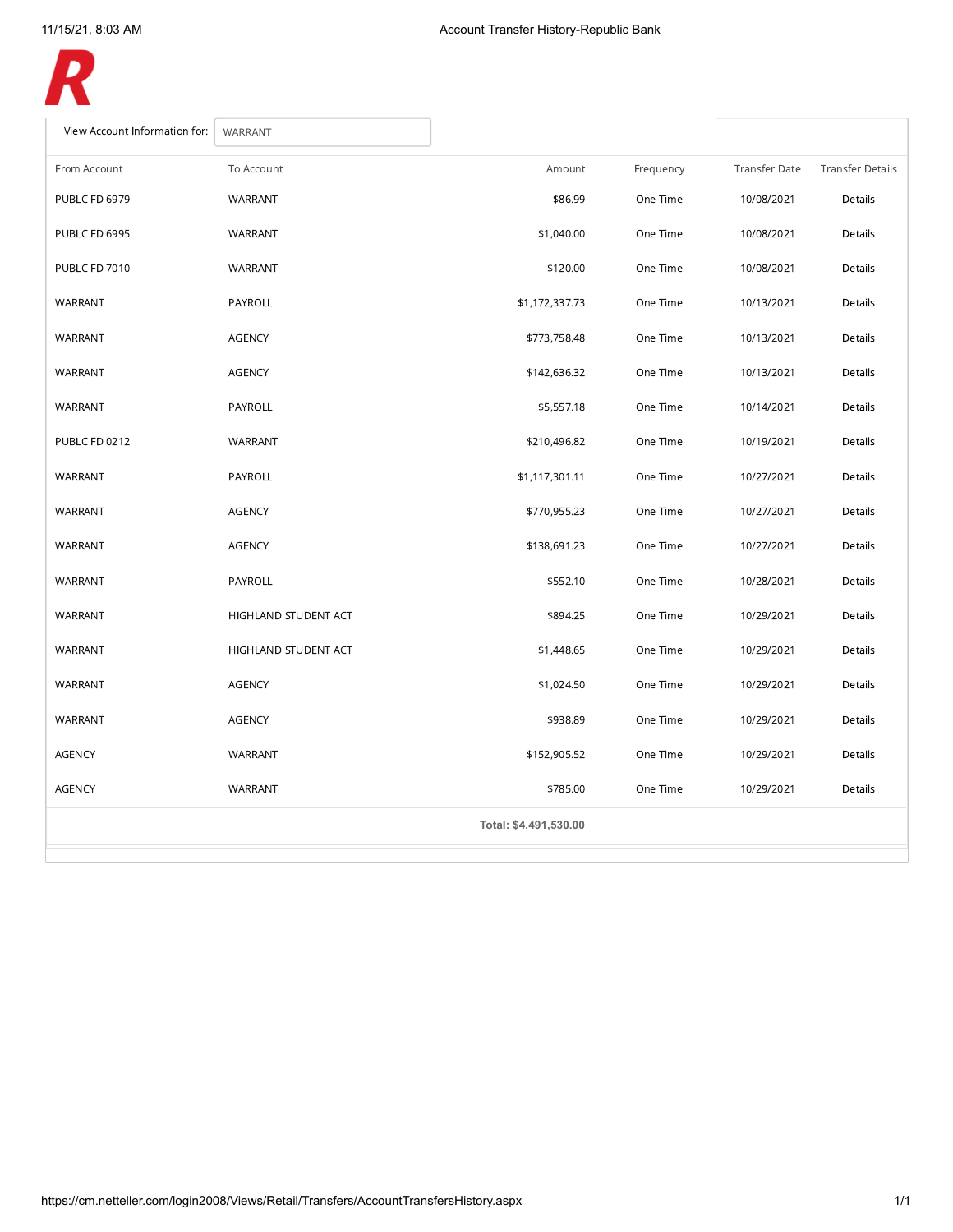View Account Information for: WARRANT

| From Account | To Account | Amount | Frequency | Transfer Date | Transfer Details |
|---|---|---|---|---|---|
| PUBLC FD 6979 | WARRANT | $86.99 | One Time | 10/08/2021 | Details |
| PUBLC FD 6995 | WARRANT | $1,040.00 | One Time | 10/08/2021 | Details |
| PUBLC FD 7010 | WARRANT | $120.00 | One Time | 10/08/2021 | Details |
| WARRANT | PAYROLL | $1,172,337.73 | One Time | 10/13/2021 | Details |
| WARRANT | AGENCY | $773,758.48 | One Time | 10/13/2021 | Details |
| WARRANT | AGENCY | $142,636.32 | One Time | 10/13/2021 | Details |
| WARRANT | PAYROLL | $5,557.18 | One Time | 10/14/2021 | Details |
| PUBLC FD 0212 | WARRANT | $210,496.82 | One Time | 10/19/2021 | Details |
| WARRANT | PAYROLL | $1,117,301.11 | One Time | 10/27/2021 | Details |
| WARRANT | AGENCY | $770,955.23 | One Time | 10/27/2021 | Details |
| WARRANT | AGENCY | $138,691.23 | One Time | 10/27/2021 | Details |
| WARRANT | PAYROLL | $552.10 | One Time | 10/28/2021 | Details |
| WARRANT | HIGHLAND STUDENT ACT | $894.25 | One Time | 10/29/2021 | Details |
| WARRANT | HIGHLAND STUDENT ACT | $1,448.65 | One Time | 10/29/2021 | Details |
| WARRANT | AGENCY | $1,024.50 | One Time | 10/29/2021 | Details |
| WARRANT | AGENCY | $938.89 | One Time | 10/29/2021 | Details |
| AGENCY | WARRANT | $152,905.52 | One Time | 10/29/2021 | Details |
| AGENCY | WARRANT | $785.00 | One Time | 10/29/2021 | Details |
| | | **Total: $4,491,530.00** | | | |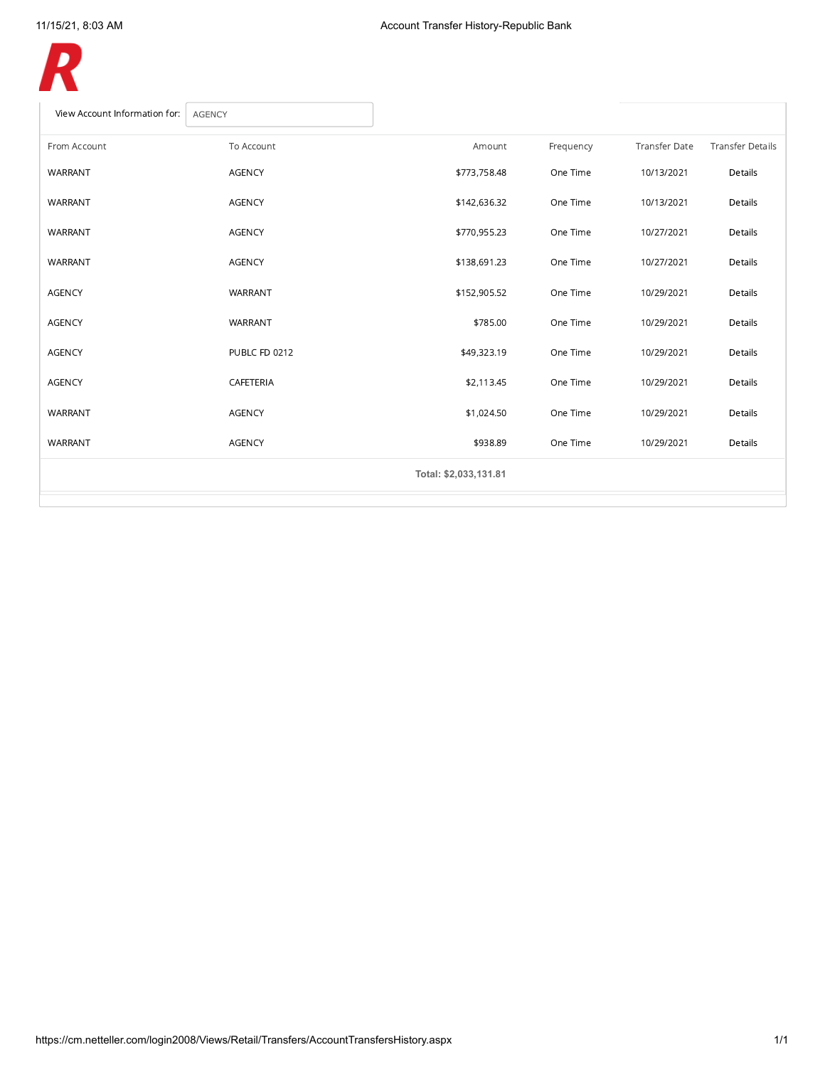View Account Information for: AGENCY

| From Account | To Account | Amount | Frequency | Transfer Date | Transfer Details |
|---|---|---|---|---|---|
| WARRANT | AGENCY | $773,758.48 | One Time | 10/13/2021 | Details |
| WARRANT | AGENCY | $142,636.32 | One Time | 10/13/2021 | Details |
| WARRANT | AGENCY | $770,955.23 | One Time | 10/27/2021 | Details |
| WARRANT | AGENCY | $138,691.23 | One Time | 10/27/2021 | Details |
| AGENCY | WARRANT | $152,905.52 | One Time | 10/29/2021 | Details |
| AGENCY | WARRANT | $785.00 | One Time | 10/29/2021 | Details |
| AGENCY | PUBLC FD 0212 | $49,323.19 | One Time | 10/29/2021 | Details |
| AGENCY | CAFETERIA | $2,113.45 | One Time | 10/29/2021 | Details |
| WARRANT | AGENCY | $1,024.50 | One Time | 10/29/2021 | Details |
| WARRANT | AGENCY | $938.89 | One Time | 10/29/2021 | Details |
| | | **Total: $2,033,131.81** | | | |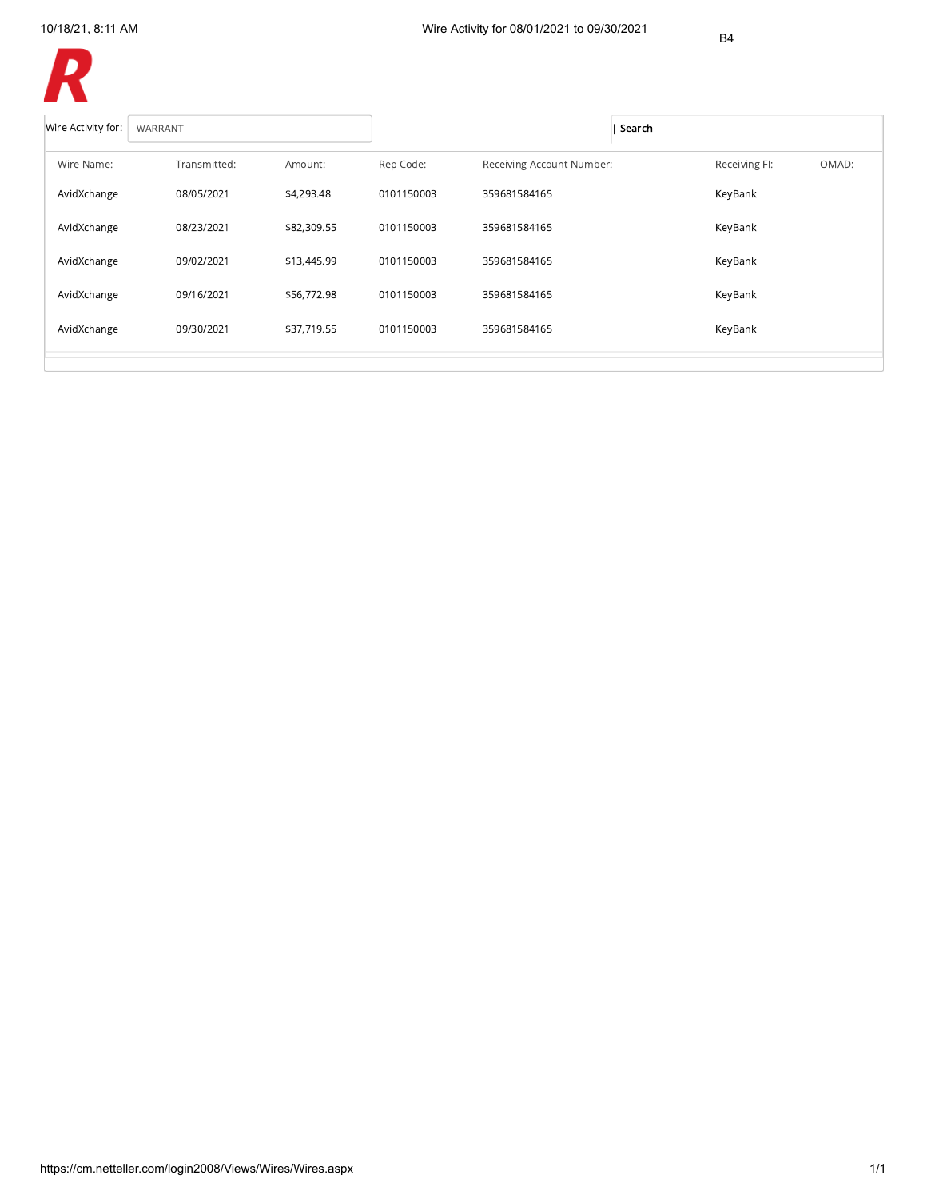B4

Wire Activity for: WARRANT

| Search

| Wire Name: | Transmitted: | Amount: | Rep Code: | Receiving Account Number: | Receiving FI: | OMAD: |
|---|---|---|---|---|---|---|
| AvidXchange | 08/05/2021 | $4,293.48 | 0101150003 | 359681584165 | KeyBank | |
| AvidXchange | 08/23/2021 | $82,309.55 | 0101150003 | 359681584165 | KeyBank | |
| AvidXchange | 09/02/2021 | $13,445.99 | 0101150003 | 359681584165 | KeyBank | |
| AvidXchange | 09/16/2021 | $56,772.98 | 0101150003 | 359681584165 | KeyBank | |
| AvidXchange | 09/30/2021 | $37,719.55 | 0101150003 | 359681584165 | KeyBank | |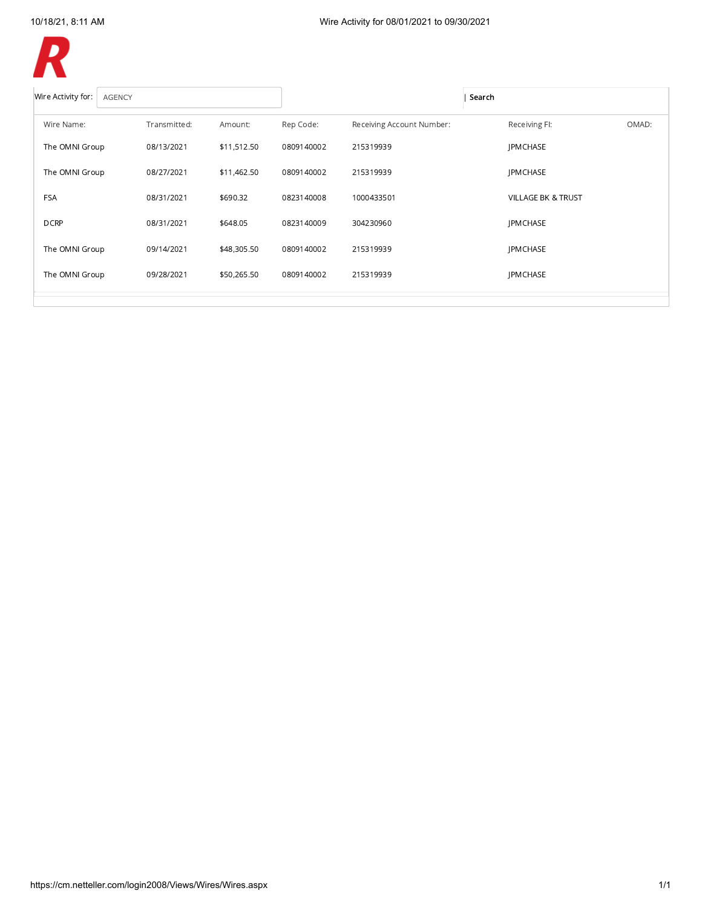Wire Activity for 08/01/2021 to 09/30/2021

R

Wire Activity for: AGENCY | Search

| Wire Name: | Transmitted: | Amount: | Rep Code: | Receiving Account Number: | Receiving FI: | OMAD: |
|---|---|---|---|---|---|---|
| The OMNI Group | 08/13/2021 | $11,512.50 | 0809140002 | 215319939 | JPMCHASE | |
| The OMNI Group | 08/27/2021 | $11,462.50 | 0809140002 | 215319939 | JPMCHASE | |
| FSA | 08/31/2021 | $690.32 | 0823140008 | 1000433501 | VILLAGE BK & TRUST | |
| DCRP | 08/31/2021 | $648.05 | 0823140009 | 304230960 | JPMCHASE | |
| The OMNI Group | 09/14/2021 | $48,305.50 | 0809140002 | 215319939 | JPMCHASE | |
| The OMNI Group | 09/28/2021 | $50,265.50 | 0809140002 | 215319939 | JPMCHASE | |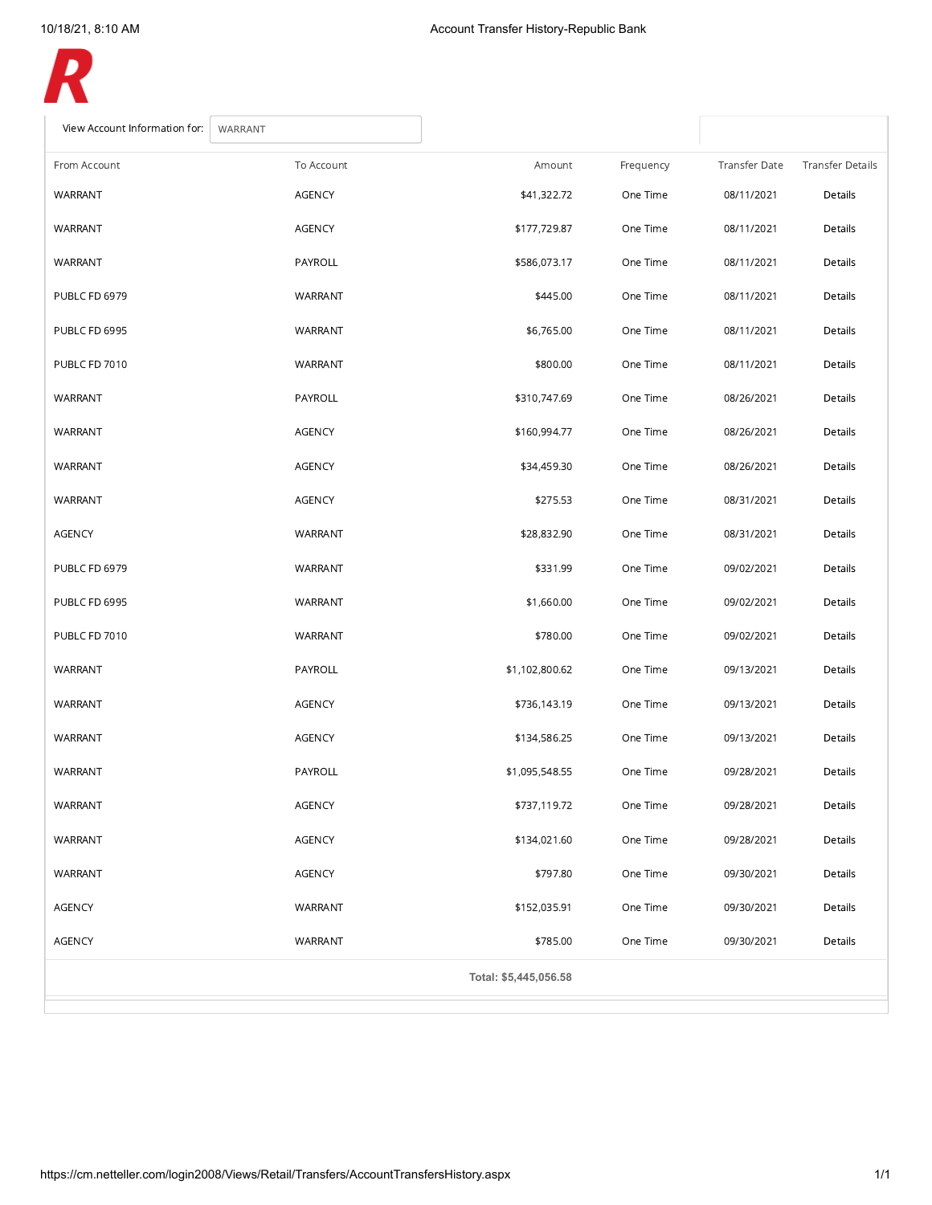View Account Information for: WARRANT

| From Account | To Account | Amount | Frequency | Transfer Date | Transfer Details |
|---|---|---|---|---|---|
| WARRANT | AGENCY | $41,322.72 | One Time | 08/11/2021 | Details |
| WARRANT | AGENCY | $177,729.87 | One Time | 08/11/2021 | Details |
| WARRANT | PAYROLL | $586,073.17 | One Time | 08/11/2021 | Details |
| PUBLC FD 6979 | WARRANT | $445.00 | One Time | 08/11/2021 | Details |
| PUBLC FD 6995 | WARRANT | $6,765.00 | One Time | 08/11/2021 | Details |
| PUBLC FD 7010 | WARRANT | $800.00 | One Time | 08/11/2021 | Details |
| WARRANT | PAYROLL | $310,747.69 | One Time | 08/26/2021 | Details |
| WARRANT | AGENCY | $160,994.77 | One Time | 08/26/2021 | Details |
| WARRANT | AGENCY | $34,459.30 | One Time | 08/26/2021 | Details |
| WARRANT | AGENCY | $275.53 | One Time | 08/31/2021 | Details |
| AGENCY | WARRANT | $28,832.90 | One Time | 08/31/2021 | Details |
| PUBLC FD 6979 | WARRANT | $331.99 | One Time | 09/02/2021 | Details |
| PUBLC FD 6995 | WARRANT | $1,660.00 | One Time | 09/02/2021 | Details |
| PUBLC FD 7010 | WARRANT | $780.00 | One Time | 09/02/2021 | Details |
| WARRANT | PAYROLL | $1,102,800.62 | One Time | 09/13/2021 | Details |
| WARRANT | AGENCY | $736,143.19 | One Time | 09/13/2021 | Details |
| WARRANT | AGENCY | $134,586.25 | One Time | 09/13/2021 | Details |
| WARRANT | PAYROLL | $1,095,548.55 | One Time | 09/28/2021 | Details |
| WARRANT | AGENCY | $737,119.72 | One Time | 09/28/2021 | Details |
| WARRANT | AGENCY | $134,021.60 | One Time | 09/28/2021 | Details |
| WARRANT | AGENCY | $797.80 | One Time | 09/30/2021 | Details |
| AGENCY | WARRANT | $152,035.91 | One Time | 09/30/2021 | Details |
| AGENCY | WARRANT | $785.00 | One Time | 09/30/2021 | Details |
| | | Total: $5,445,056.58 | | | |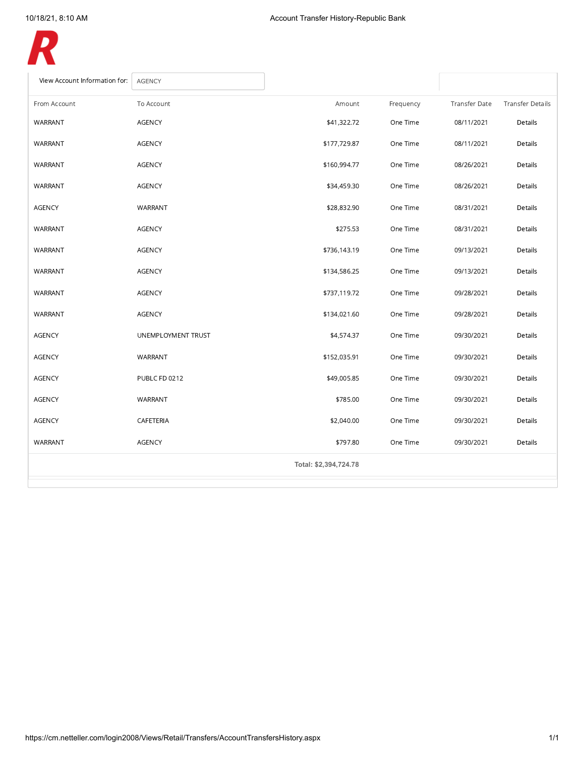View Account Information for: AGENCY

| From Account | To Account | Amount | Frequency | Transfer Date | Transfer Details |
|---|---|---|---|---|---|
| WARRANT | AGENCY | $41,322.72 | One Time | 08/11/2021 | Details |
| WARRANT | AGENCY | $177,729.87 | One Time | 08/11/2021 | Details |
| WARRANT | AGENCY | $160,994.77 | One Time | 08/26/2021 | Details |
| WARRANT | AGENCY | $34,459.30 | One Time | 08/26/2021 | Details |
| AGENCY | WARRANT | $28,832.90 | One Time | 08/31/2021 | Details |
| WARRANT | AGENCY | $275.53 | One Time | 08/31/2021 | Details |
| WARRANT | AGENCY | $736,143.19 | One Time | 09/13/2021 | Details |
| WARRANT | AGENCY | $134,586.25 | One Time | 09/13/2021 | Details |
| WARRANT | AGENCY | $737,119.72 | One Time | 09/28/2021 | Details |
| WARRANT | AGENCY | $134,021.60 | One Time | 09/28/2021 | Details |
| AGENCY | UNEMPLOYMENT TRUST | $4,574.37 | One Time | 09/30/2021 | Details |
| AGENCY | WARRANT | $152,035.91 | One Time | 09/30/2021 | Details |
| AGENCY | PUBLC FD 0212 | $49,005.85 | One Time | 09/30/2021 | Details |
| AGENCY | WARRANT | $785.00 | One Time | 09/30/2021 | Details |
| AGENCY | CAFETERIA | $2,040.00 | One Time | 09/30/2021 | Details |
| WARRANT | AGENCY | $797.80 | One Time | 09/30/2021 | Details |
| | | **Total: $2,394,724.78** | | | |